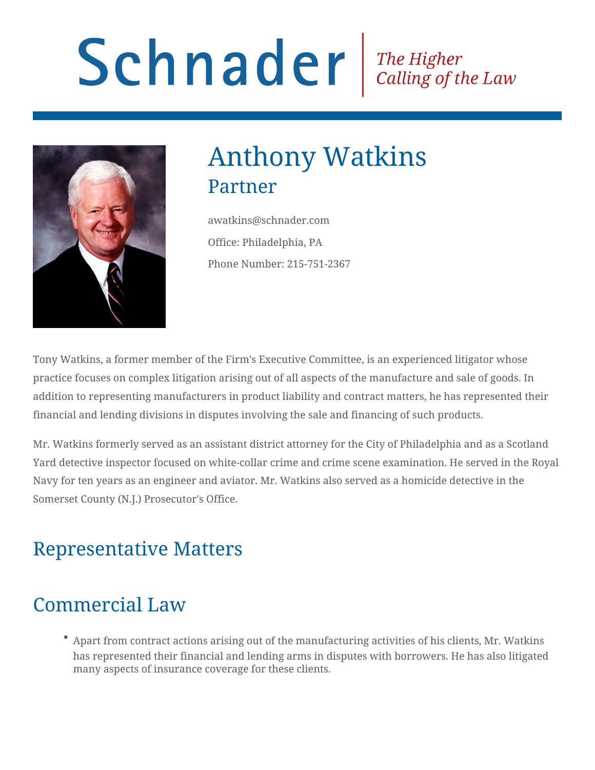# Schnader

*The Higher Calling of the Law*

# Anthony Watkins

## Partner

awatkins@schnader.com

Office: Philadelphia, PA

Phone Number: 215-751-2367

Tony Watkins, a former member of the Firm's Executive Committee, is an experienced litigator whose practice focuses on complex litigation arising out of all aspects of the manufacture and sale of goods. In addition to representing manufacturers in product liability and contract matters, he has represented their financial and lending divisions in disputes involving the sale and financing of such products.

Mr. Watkins formerly served as an assistant district attorney for the City of Philadelphia and as a Scotland Yard detective inspector focused on white-collar crime and crime scene examination. He served in the Royal Navy for ten years as an engineer and aviator. Mr. Watkins also served as a homicide detective in the Somerset County (N.J.) Prosecutor's Office.

## Representative Matters

## Commercial Law

- Apart from contract actions arising out of the manufacturing activities of his clients, Mr. Watkins has represented their financial and lending arms in disputes with borrowers. He has also litigated many aspects of insurance coverage for these clients.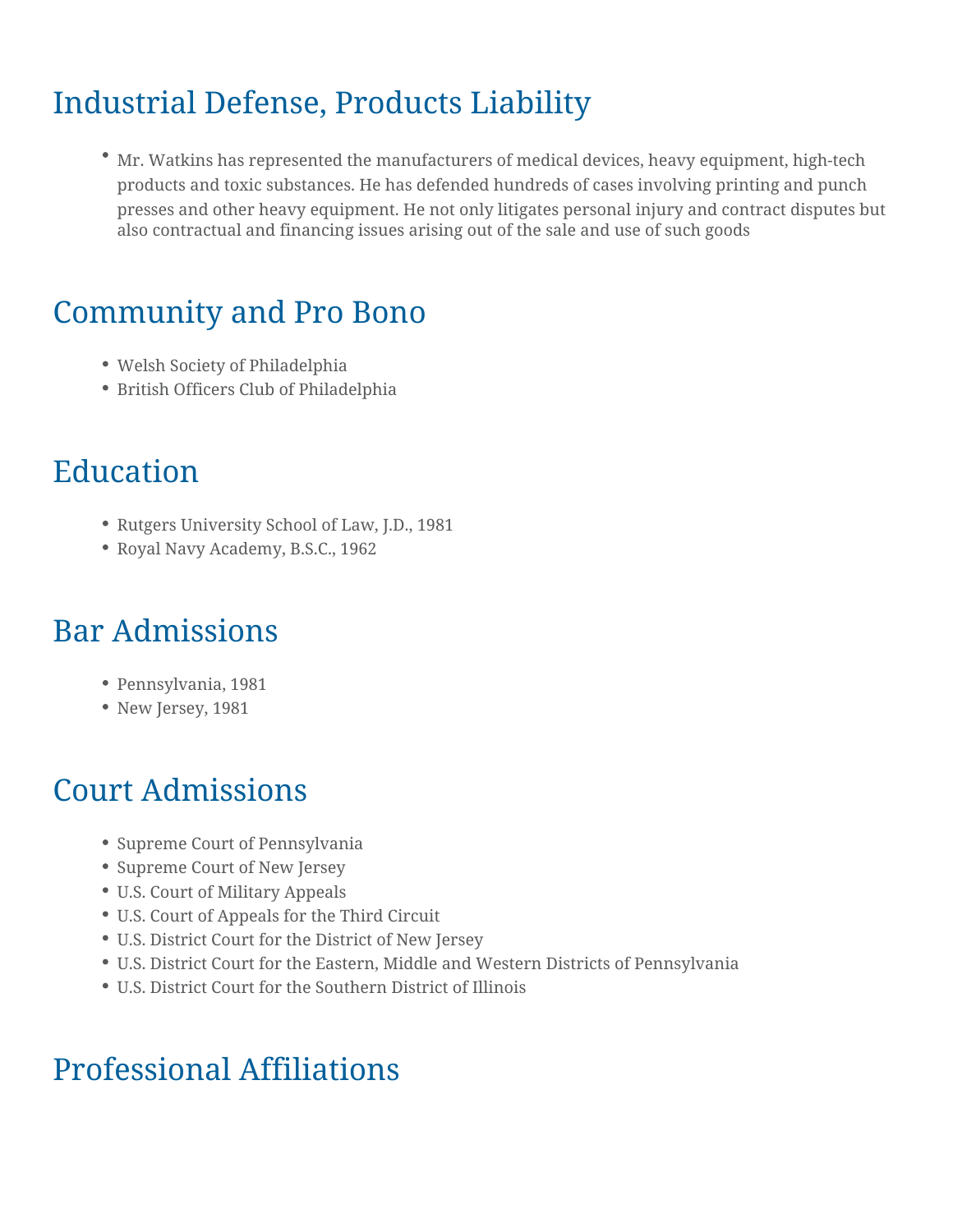## Industrial Defense, Products Liability

- Mr. Watkins has represented the manufacturers of medical devices, heavy equipment, high-tech products and toxic substances. He has defended hundreds of cases involving printing and punch presses and other heavy equipment. He not only litigates personal injury and contract disputes but also contractual and financing issues arising out of the sale and use of such goods

## Community and Pro Bono

- Welsh Society of Philadelphia
- British Officers Club of Philadelphia

## Education

- Rutgers University School of Law, J.D., 1981
- Royal Navy Academy, B.S.C., 1962

## Bar Admissions

- Pennsylvania, 1981
- New Jersey, 1981

## Court Admissions

- Supreme Court of Pennsylvania
- Supreme Court of New Jersey
- U.S. Court of Military Appeals
- U.S. Court of Appeals for the Third Circuit
- U.S. District Court for the District of New Jersey
- U.S. District Court for the Eastern, Middle and Western Districts of Pennsylvania
- U.S. District Court for the Southern District of Illinois

## Professional Affiliations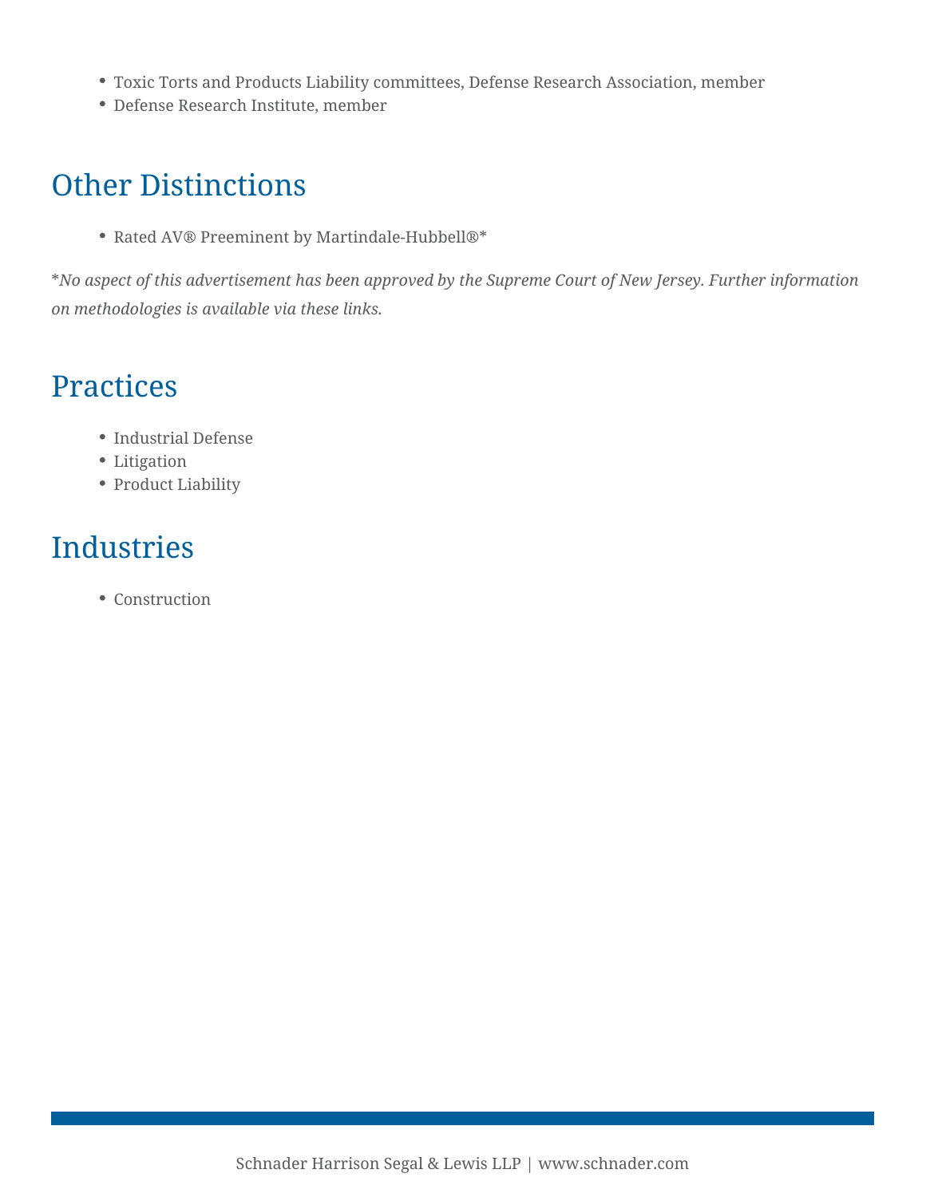- Toxic Torts and Products Liability committees, Defense Research Association, member
- Defense Research Institute, member

## Other Distinctions

- Rated AV® Preeminent by Martindale-Hubbell®*

**No aspect of this advertisement has been approved by the Supreme Court of New Jersey. Further information on methodologies is available via these links.*

## Practices

- Industrial Defense
- Litigation
- Product Liability

## Industries

- Construction

Schnader Harrison Segal & Lewis LLP | www.schnader.com